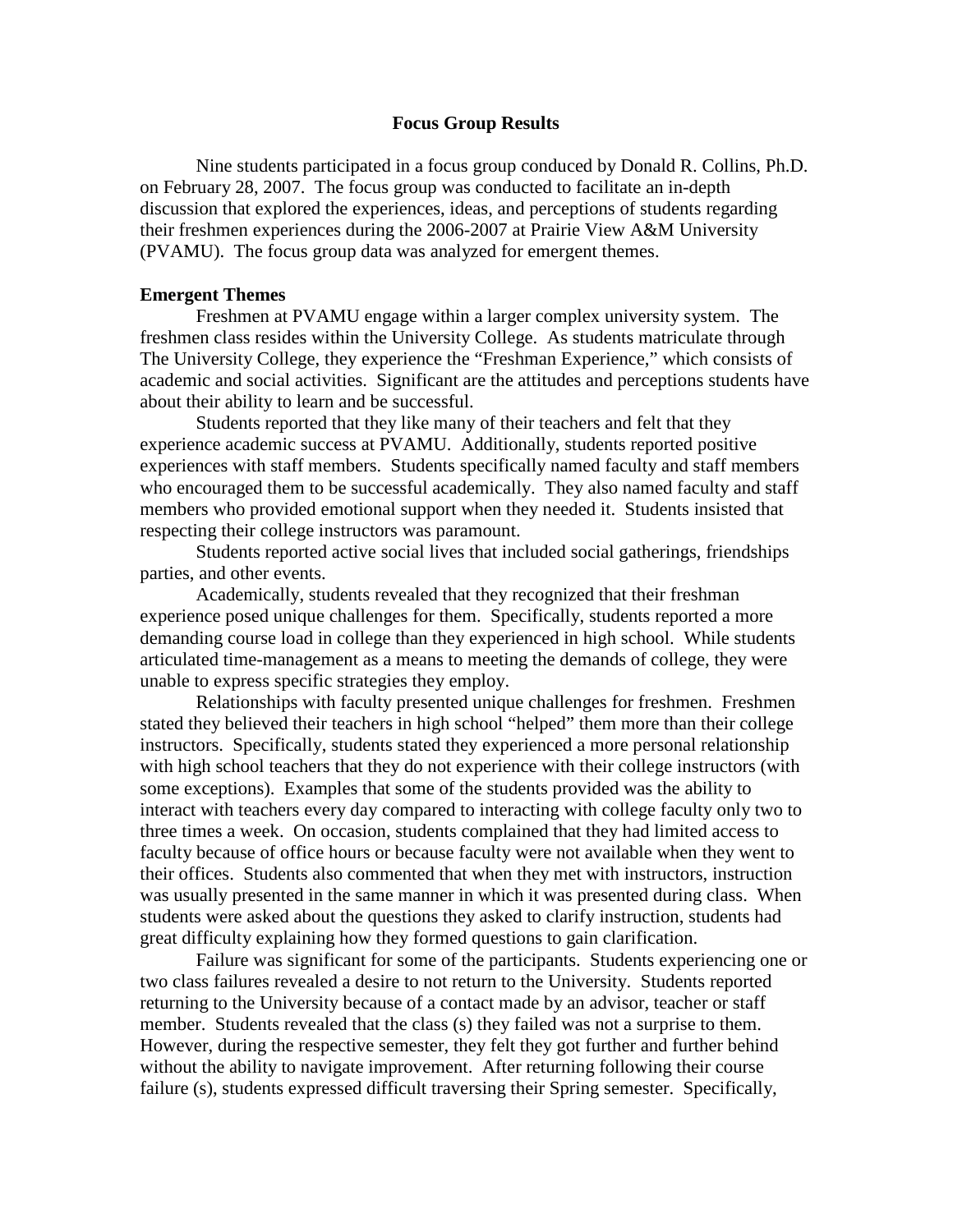# Focus Group Results

Nine students participated in a focus group conduced by Donald R. Collins, Ph.D. on February 28, 2007. The focus group was conducted to facilitate an in-depth discussion that explored the experiences, ideas, and perceptions of students regarding their freshmen experiences during the 2006-2007 at Prairie View A&M University (PVAMU). The focus group data was analyzed for emergent themes.

## Emergent Themes

Freshmen at PVAMU engage within a larger complex university system. The freshmen class resides within the University College. As students matriculate through The University College, they experience the "Freshman Experience," which consists of academic and social activities. Significant are the attitudes and perceptions students have about their ability to learn and be successful.

Students reported that they like many of their teachers and felt that they experience academic success at PVAMU. Additionally, students reported positive experiences with staff members. Students specifically named faculty and staff members who encouraged them to be successful academically. They also named faculty and staff members who provided emotional support when they needed it. Students insisted that respecting their college instructors was paramount.

Students reported active social lives that included social gatherings, friendships parties, and other events.

Academically, students revealed that they recognized that their freshman experience posed unique challenges for them. Specifically, students reported a more demanding course load in college than they experienced in high school. While students articulated time-management as a means to meeting the demands of college, they were unable to express specific strategies they employ.

Relationships with faculty presented unique challenges for freshmen. Freshmen stated they believed their teachers in high school "helped" them more than their college instructors. Specifically, students stated they experienced a more personal relationship with high school teachers that they do not experience with their college instructors (with some exceptions). Examples that some of the students provided was the ability to interact with teachers every day compared to interacting with college faculty only two to three times a week. On occasion, students complained that they had limited access to faculty because of office hours or because faculty were not available when they went to their offices. Students also commented that when they met with instructors, instruction was usually presented in the same manner in which it was presented during class. When students were asked about the questions they asked to clarify instruction, students had great difficulty explaining how they formed questions to gain clarification.

Failure was significant for some of the participants. Students experiencing one or two class failures revealed a desire to not return to the University. Students reported returning to the University because of a contact made by an advisor, teacher or staff member. Students revealed that the class (s) they failed was not a surprise to them. However, during the respective semester, they felt they got further and further behind without the ability to navigate improvement. After returning following their course failure (s), students expressed difficult traversing their Spring semester. Specifically,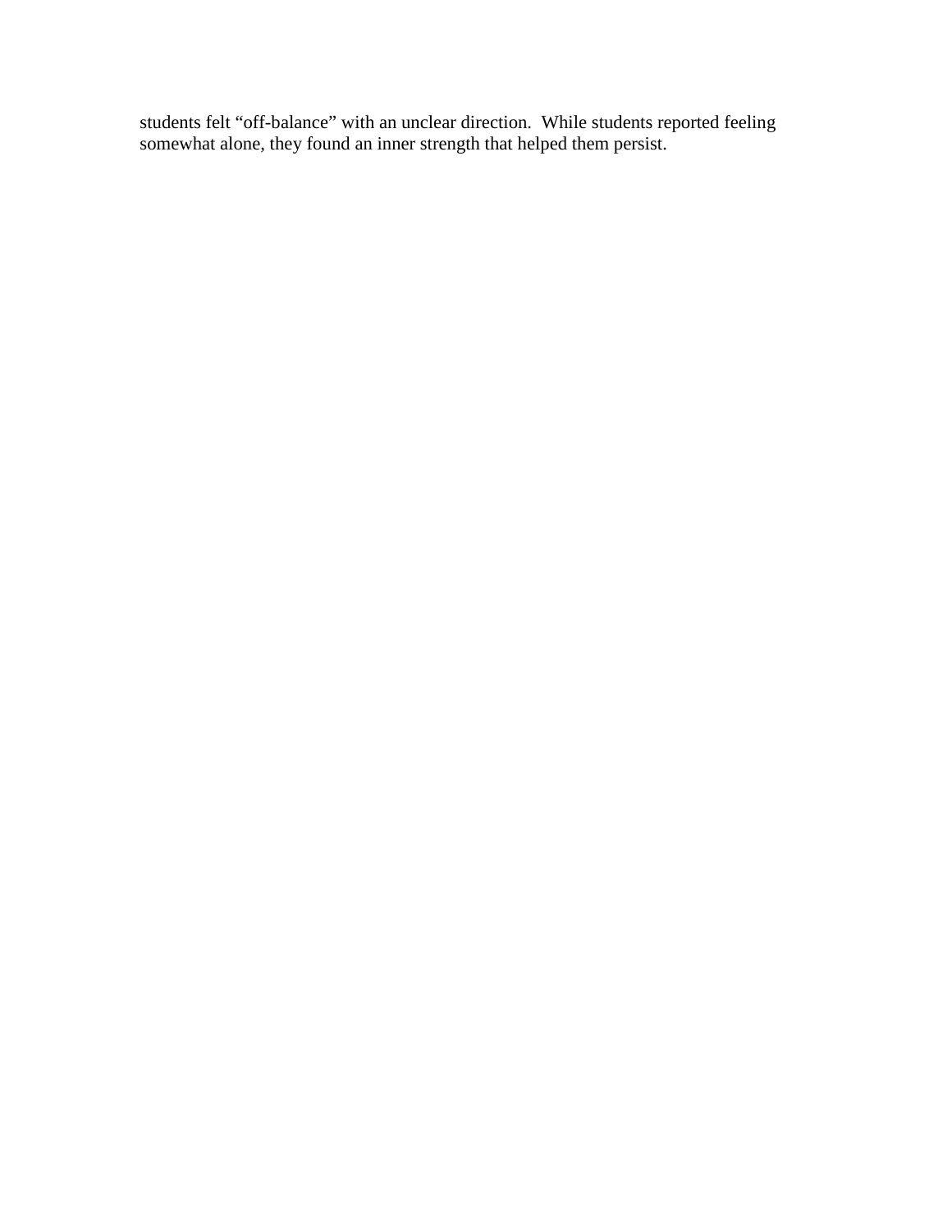students felt "off-balance" with an unclear direction.  While students reported feeling somewhat alone, they found an inner strength that helped them persist.